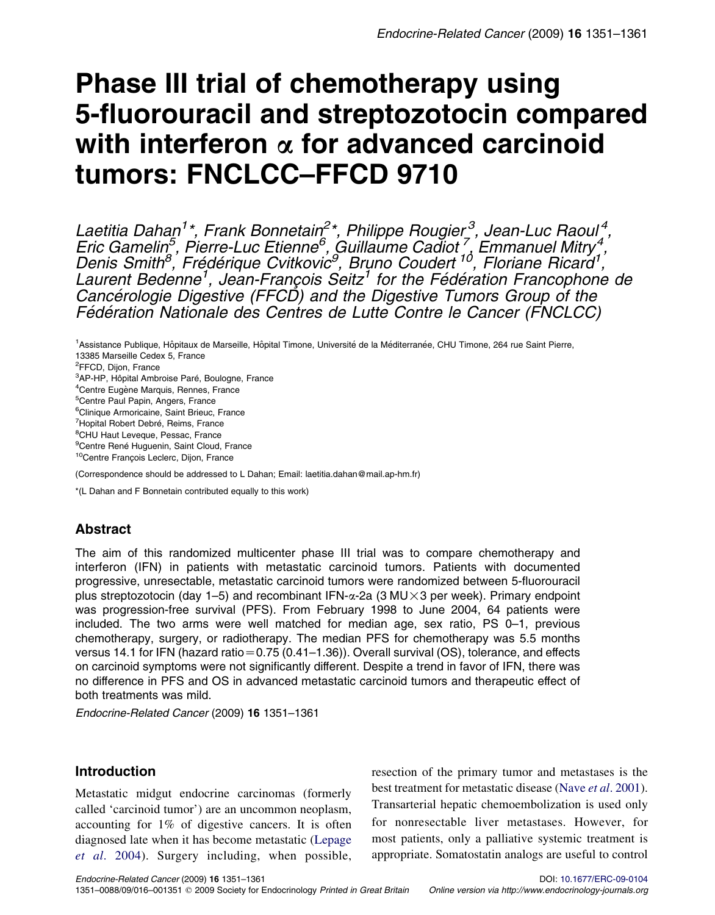# Phase III trial of chemotherapy using 5-fluorouracil and streptozotocin compared with interferon α for advanced carcinoid tumors: FNCLCC–FFCD 9710

*Laetitia Dahan[1]\*, Frank Bonnetain[2]\*, Philippe Rougier[3], Jean-Luc Raoul[4], Eric Gamelin[5], Pierre-Luc Etienne[6], Guillaume Cadiot[7], Emmanuel Mitry[4], Denis Smith[8], Frédérique Cvitkovic[9], Bruno Coudert[10], Floriane Ricard[1], Laurent Bedenne[1], Jean-François Seitz[1] for the Fédération Francophone de Cancérologie Digestive (FFCD) and the Digestive Tumors Group of the Fédération Nationale des Centres de Lutte Contre le Cancer (FNCLCC)*

[1]Assistance Publique, Hôpitaux de Marseille, Hôpital Timone, Université de la Méditerranée, CHU Timone, 264 rue Saint Pierre, 13385 Marseille Cedex 5, France

[2]FFCD, Dijon, France

[3]AP-HP, Hôpital Ambroise Paré, Boulogne, France

[4]Centre Eugène Marquis, Rennes, France

[5]Centre Paul Papin, Angers, France

[6]Clinique Armoricaine, Saint Brieuc, France

[7]Hopital Robert Debré, Reims, France

[8]CHU Haut Leveque, Pessac, France

[9]Centre René Huguenin, Saint Cloud, France

[10]Centre François Leclerc, Dijon, France

(Correspondence should be addressed to L Dahan; Email: laetitia.dahan@mail.ap-hm.fr)

*(L Dahan and F Bonnetain contributed equally to this work)

## Abstract

The aim of this randomized multicenter phase III trial was to compare chemotherapy and interferon (IFN) in patients with metastatic carcinoid tumors. Patients with documented progressive, unresectable, metastatic carcinoid tumors were randomized between 5-fluorouracil plus streptozotocin (day 1–5) and recombinant IFN-α-2a (3 MU×3 per week). Primary endpoint was progression-free survival (PFS). From February 1998 to June 2004, 64 patients were included. The two arms were well matched for median age, sex ratio, PS 0–1, previous chemotherapy, surgery, or radiotherapy. The median PFS for chemotherapy was 5.5 months versus 14.1 for IFN (hazard ratio=0.75 (0.41–1.36)). Overall survival (OS), tolerance, and effects on carcinoid symptoms were not significantly different. Despite a trend in favor of IFN, there was no difference in PFS and OS in advanced metastatic carcinoid tumors and therapeutic effect of both treatments was mild.

*Endocrine-Related Cancer* (2009) **16** 1351–1361

## Introduction

Metastatic midgut endocrine carcinomas (formerly called 'carcinoid tumor') are an uncommon neoplasm, accounting for 1% of digestive cancers. It is often diagnosed late when it has become metastatic (Lepage *et al.* 2004). Surgery including, when possible, resection of the primary tumor and metastases is the best treatment for metastatic disease (Nave *et al.* 2001). Transarterial hepatic chemoembolization is used only for nonresectable liver metastases. However, for most patients, only a palliative systemic treatment is appropriate. Somatostatin analogs are useful to control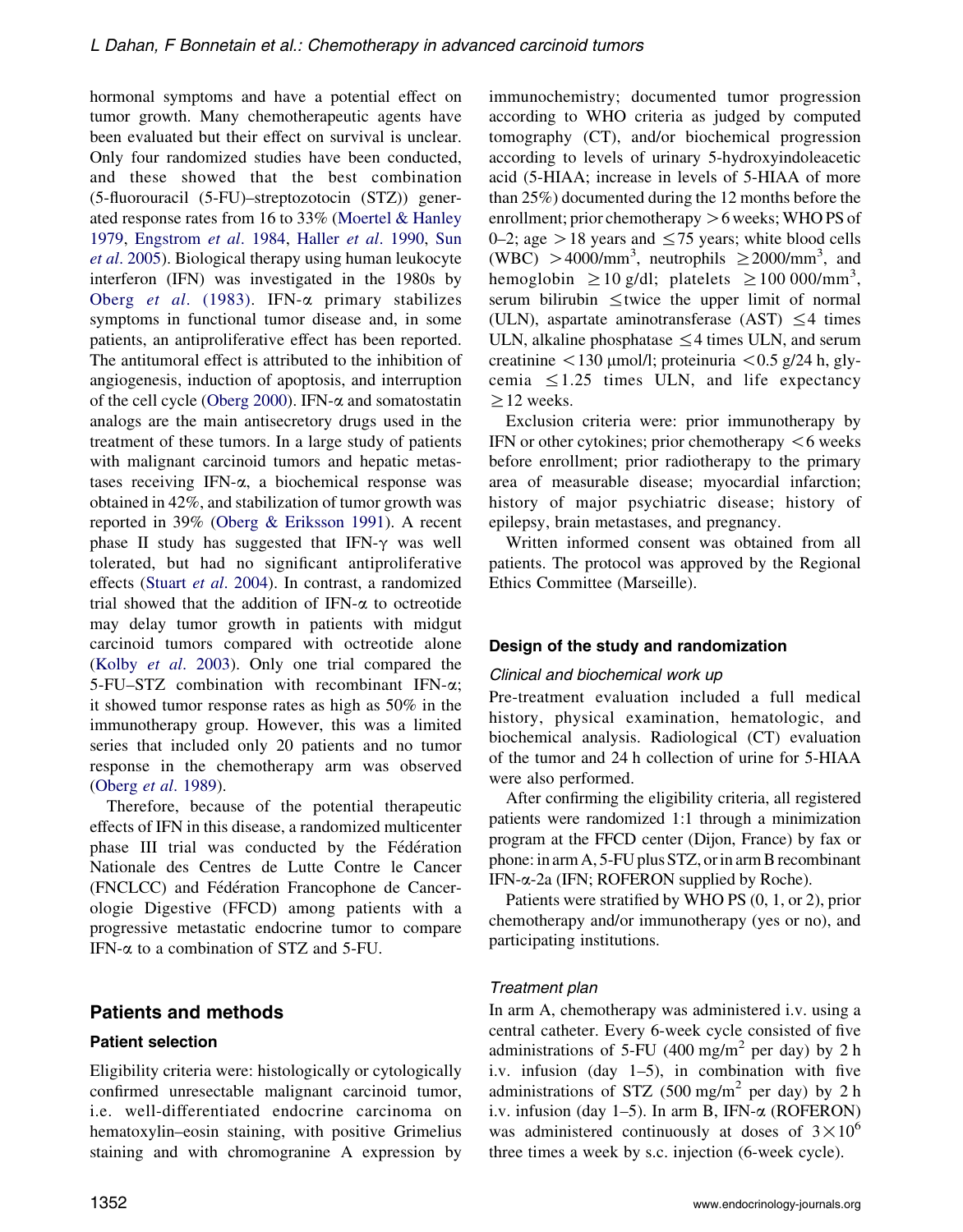hormonal symptoms and have a potential effect on tumor growth. Many chemotherapeutic agents have been evaluated but their effect on survival is unclear. Only four randomized studies have been conducted, and these showed that the best combination (5-fluorouracil (5-FU)–streptozotocin (STZ)) generated response rates from 16 to 33% (Moertel & Hanley 1979, Engstrom *et al*. 1984, Haller *et al*. 1990, Sun *et al*. 2005). Biological therapy using human leukocyte interferon (IFN) was investigated in the 1980s by Oberg *et al*. (1983). IFN-$\alpha$ primary stabilizes symptoms in functional tumor disease and, in some patients, an antiproliferative effect has been reported. The antitumoral effect is attributed to the inhibition of angiogenesis, induction of apoptosis, and interruption of the cell cycle (Oberg 2000). IFN-$\alpha$ and somatostatin analogs are the main antisecretory drugs used in the treatment of these tumors. In a large study of patients with malignant carcinoid tumors and hepatic metastases receiving IFN-$\alpha$, a biochemical response was obtained in 42%, and stabilization of tumor growth was reported in 39% (Oberg & Eriksson 1991). A recent phase II study has suggested that IFN-$\gamma$ was well tolerated, but had no significant antiproliferative effects (Stuart *et al*. 2004). In contrast, a randomized trial showed that the addition of IFN-$\alpha$ to octreotide may delay tumor growth in patients with midgut carcinoid tumors compared with octreotide alone (Kolby *et al*. 2003). Only one trial compared the 5-FU–STZ combination with recombinant IFN-$\alpha$; it showed tumor response rates as high as 50% in the immunotherapy group. However, this was a limited series that included only 20 patients and no tumor response in the chemotherapy arm was observed (Oberg *et al*. 1989).

Therefore, because of the potential therapeutic effects of IFN in this disease, a randomized multicenter phase III trial was conducted by the Fédération Nationale des Centres de Lutte Contre le Cancer (FNCLCC) and Fédération Francophone de Cancerologie Digestive (FFCD) among patients with a progressive metastatic endocrine tumor to compare IFN-$\alpha$ to a combination of STZ and 5-FU.

## Patients and methods

### Patient selection

Eligibility criteria were: histologically or cytologically confirmed unresectable malignant carcinoid tumor, i.e. well-differentiated endocrine carcinoma on hematoxylin–eosin staining, with positive Grimelius staining and with chromogranine A expression by immunochemistry; documented tumor progression according to WHO criteria as judged by computed tomography (CT), and/or biochemical progression according to levels of urinary 5-hydroxyindoleacetic acid (5-HIAA; increase in levels of 5-HIAA of more than 25%) documented during the 12 months before the enrollment; prior chemotherapy $>6$ weeks; WHO PS of 0–2; age $>18$ years and $\leq 75$ years; white blood cells (WBC) $>4000/mm^3$, neutrophils $\geq 2000/mm^3$, and hemoglobin $\geq 10$ g/dl; platelets $\geq 100\,000/mm^3$, serum bilirubin $\leq$twice the upper limit of normal (ULN), aspartate aminotransferase (AST) $\leq 4$ times ULN, alkaline phosphatase $\leq 4$ times ULN, and serum creatinine $<130$ μmol/l; proteinuria $<0.5$ g/24 h, glycemia $\leq 1.25$ times ULN, and life expectancy $\geq 12$ weeks.

Exclusion criteria were: prior immunotherapy by IFN or other cytokines; prior chemotherapy $<6$ weeks before enrollment; prior radiotherapy to the primary area of measurable disease; myocardial infarction; history of major psychiatric disease; history of epilepsy, brain metastases, and pregnancy.

Written informed consent was obtained from all patients. The protocol was approved by the Regional Ethics Committee (Marseille).

### Design of the study and randomization

#### *Clinical and biochemical work up*

Pre-treatment evaluation included a full medical history, physical examination, hematologic, and biochemical analysis. Radiological (CT) evaluation of the tumor and 24 h collection of urine for 5-HIAA were also performed.

After confirming the eligibility criteria, all registered patients were randomized 1:1 through a minimization program at the FFCD center (Dijon, France) by fax or phone: in arm A, 5-FU plus STZ, or in arm B recombinant IFN-$\alpha$-2a (IFN; ROFERON supplied by Roche).

Patients were stratified by WHO PS (0, 1, or 2), prior chemotherapy and/or immunotherapy (yes or no), and participating institutions.

#### *Treatment plan*

In arm A, chemotherapy was administered i.v. using a central catheter. Every 6-week cycle consisted of five administrations of 5-FU (400 $mg/m^2$ per day) by 2 h i.v. infusion (day 1–5), in combination with five administrations of STZ (500 $mg/m^2$ per day) by 2 h i.v. infusion (day 1–5). In arm B, IFN-$\alpha$ (ROFERON) was administered continuously at doses of $3\times10^6$ three times a week by s.c. injection (6-week cycle).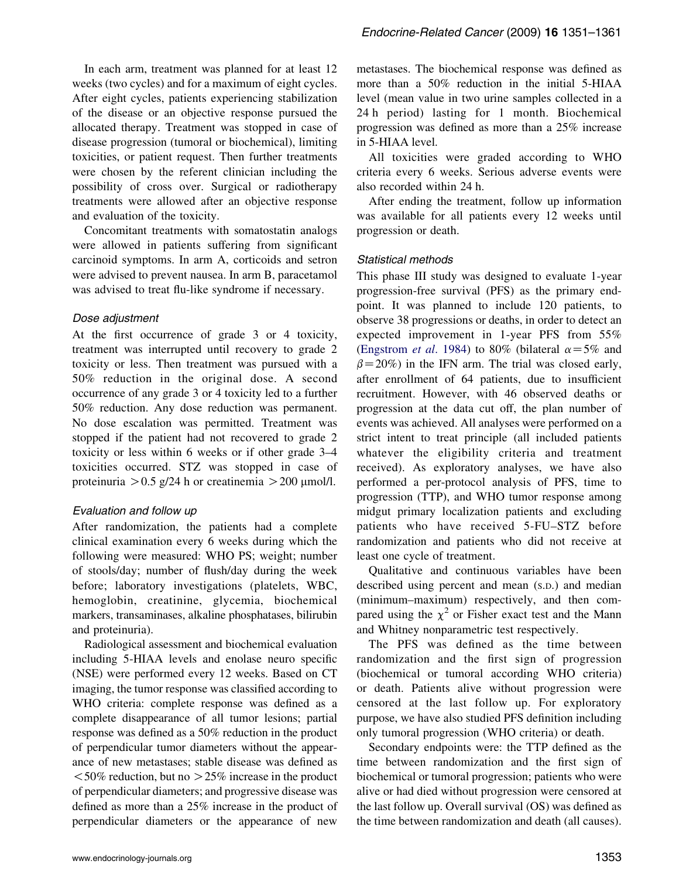In each arm, treatment was planned for at least 12 weeks (two cycles) and for a maximum of eight cycles. After eight cycles, patients experiencing stabilization of the disease or an objective response pursued the allocated therapy. Treatment was stopped in case of disease progression (tumoral or biochemical), limiting toxicities, or patient request. Then further treatments were chosen by the referent clinician including the possibility of cross over. Surgical or radiotherapy treatments were allowed after an objective response and evaluation of the toxicity.

Concomitant treatments with somatostatin analogs were allowed in patients suffering from significant carcinoid symptoms. In arm A, corticoids and setron were advised to prevent nausea. In arm B, paracetamol was advised to treat flu-like syndrome if necessary.

### *Dose adjustment*

At the first occurrence of grade 3 or 4 toxicity, treatment was interrupted until recovery to grade 2 toxicity or less. Then treatment was pursued with a 50% reduction in the original dose. A second occurrence of any grade 3 or 4 toxicity led to a further 50% reduction. Any dose reduction was permanent. No dose escalation was permitted. Treatment was stopped if the patient had not recovered to grade 2 toxicity or less within 6 weeks or if other grade 3–4 toxicities occurred. STZ was stopped in case of proteinuria $>0.5$ g/24 h or creatinemia $>200$ μmol/l.

### *Evaluation and follow up*

After randomization, the patients had a complete clinical examination every 6 weeks during which the following were measured: WHO PS; weight; number of stools/day; number of flush/day during the week before; laboratory investigations (platelets, WBC, hemoglobin, creatinine, glycemia, biochemical markers, transaminases, alkaline phosphatases, bilirubin and proteinuria).

Radiological assessment and biochemical evaluation including 5-HIAA levels and enolase neuro specific (NSE) were performed every 12 weeks. Based on CT imaging, the tumor response was classified according to WHO criteria: complete response was defined as a complete disappearance of all tumor lesions; partial response was defined as a 50% reduction in the product of perpendicular tumor diameters without the appearance of new metastases; stable disease was defined as $<50\%$ reduction, but no $>25\%$ increase in the product of perpendicular diameters; and progressive disease was defined as more than a 25% increase in the product of perpendicular diameters or the appearance of new metastases. The biochemical response was defined as more than a 50% reduction in the initial 5-HIAA level (mean value in two urine samples collected in a 24 h period) lasting for 1 month. Biochemical progression was defined as more than a 25% increase in 5-HIAA level.

All toxicities were graded according to WHO criteria every 6 weeks. Serious adverse events were also recorded within 24 h.

After ending the treatment, follow up information was available for all patients every 12 weeks until progression or death.

### *Statistical methods*

This phase III study was designed to evaluate 1-year progression-free survival (PFS) as the primary endpoint. It was planned to include 120 patients, to observe 38 progressions or deaths, in order to detect an expected improvement in 1-year PFS from 55% (Engstrom *et al*. 1984) to 80% (bilateral $\alpha=5\%$ and $\beta=20\%$) in the IFN arm. The trial was closed early, after enrollment of 64 patients, due to insufficient recruitment. However, with 46 observed deaths or progression at the data cut off, the plan number of events was achieved. All analyses were performed on a strict intent to treat principle (all included patients whatever the eligibility criteria and treatment received). As exploratory analyses, we have also performed a per-protocol analysis of PFS, time to progression (TTP), and WHO tumor response among midgut primary localization patients and excluding patients who have received 5-FU–STZ before randomization and patients who did not receive at least one cycle of treatment.

Qualitative and continuous variables have been described using percent and mean (S.D.) and median (minimum–maximum) respectively, and then compared using the $\chi^2$ or Fisher exact test and the Mann and Whitney nonparametric test respectively.

The PFS was defined as the time between randomization and the first sign of progression (biochemical or tumoral according WHO criteria) or death. Patients alive without progression were censored at the last follow up. For exploratory purpose, we have also studied PFS definition including only tumoral progression (WHO criteria) or death.

Secondary endpoints were: the TTP defined as the time between randomization and the first sign of biochemical or tumoral progression; patients who were alive or had died without progression were censored at the last follow up. Overall survival (OS) was defined as the time between randomization and death (all causes).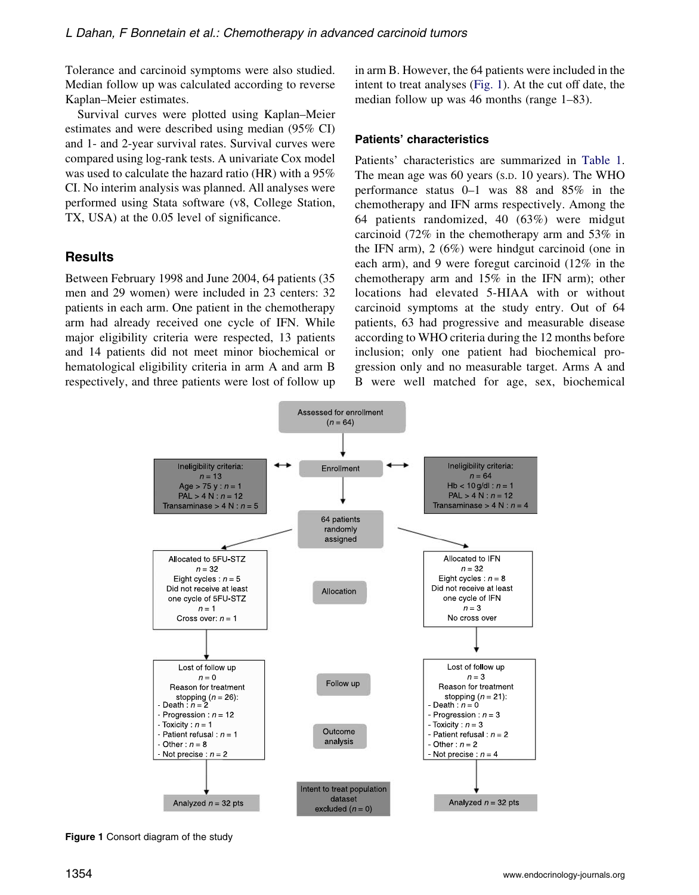Tolerance and carcinoid symptoms were also studied. Median follow up was calculated according to reverse Kaplan–Meier estimates.

Survival curves were plotted using Kaplan–Meier estimates and were described using median (95% CI) and 1- and 2-year survival rates. Survival curves were compared using log-rank tests. A univariate Cox model was used to calculate the hazard ratio (HR) with a 95% CI. No interim analysis was planned. All analyses were performed using Stata software (v8, College Station, TX, USA) at the 0.05 level of significance.

## Results

Between February 1998 and June 2004, 64 patients (35 men and 29 women) were included in 23 centers: 32 patients in each arm. One patient in the chemotherapy arm had already received one cycle of IFN. While major eligibility criteria were respected, 13 patients and 14 patients did not meet minor biochemical or hematological eligibility criteria in arm A and arm B respectively, and three patients were lost of follow up in arm B. However, the 64 patients were included in the intent to treat analyses (Fig. 1). At the cut off date, the median follow up was 46 months (range 1–83).

### Patients' characteristics

Patients' characteristics are summarized in Table 1. The mean age was 60 years (S.D. 10 years). The WHO performance status 0–1 was 88 and 85% in the chemotherapy and IFN arms respectively. Among the 64 patients randomized, 40 (63%) were midgut carcinoid (72% in the chemotherapy arm and 53% in the IFN arm), 2 (6%) were hindgut carcinoid (one in each arm), and 9 were foregut carcinoid (12% in the chemotherapy arm and 15% in the IFN arm); other locations had elevated 5-HIAA with or without carcinoid symptoms at the study entry. Out of 64 patients, 63 had progressive and measurable disease according to WHO criteria during the 12 months before inclusion; only one patient had biochemical progression only and no measurable target. Arms A and B were well matched for age, sex, biochemical

Assessed for enrollment ($n = 64$)

Enrollment

Ineligibility criteria: $n = 13$; Age > 75 y : $n = 1$; PAL > 4 N : $n = 12$; Transaminase > 4 N : $n = 5$

Ineligibility criteria: $n = 64$; Hb < 10 g/dl : $n = 1$; PAL > 4 N : $n = 12$; Transaminase > 4 N : $n = 4$

64 patients randomly assigned

Allocation

Allocated to 5FU-STZ $n = 32$; Eight cycles : $n = 5$; Did not receive at least one cycle of 5FU-STZ $n = 1$; Cross over: $n = 1$

Allocated to IFN $n = 32$; Eight cycles : $n = 8$; Did not receive at least one cycle of IFN $n = 3$; No cross over

Follow up

Lost of follow up $n = 0$; Reason for treatment stopping ($n = 26$):
- Death : $n = 2$
- Progression : $n = 12$
- Toxicity : $n = 1$
- Patient refusal : $n = 1$
- Other : $n = 8$
- Not precise : $n = 2$

Lost of follow up $n = 3$; Reason for treatment stopping ($n = 21$):
- Death : $n = 0$
- Progression : $n = 3$
- Toxicity : $n = 3$
- Patient refusal : $n = 2$
- Other : $n = 2$
- Not precise : $n = 4$

Outcome analysis

Analyzed $n = 32$ pts

Intent to treat population dataset excluded ($n = 0$)

Analyzed $n = 32$ pts

**Figure 1** Consort diagram of the study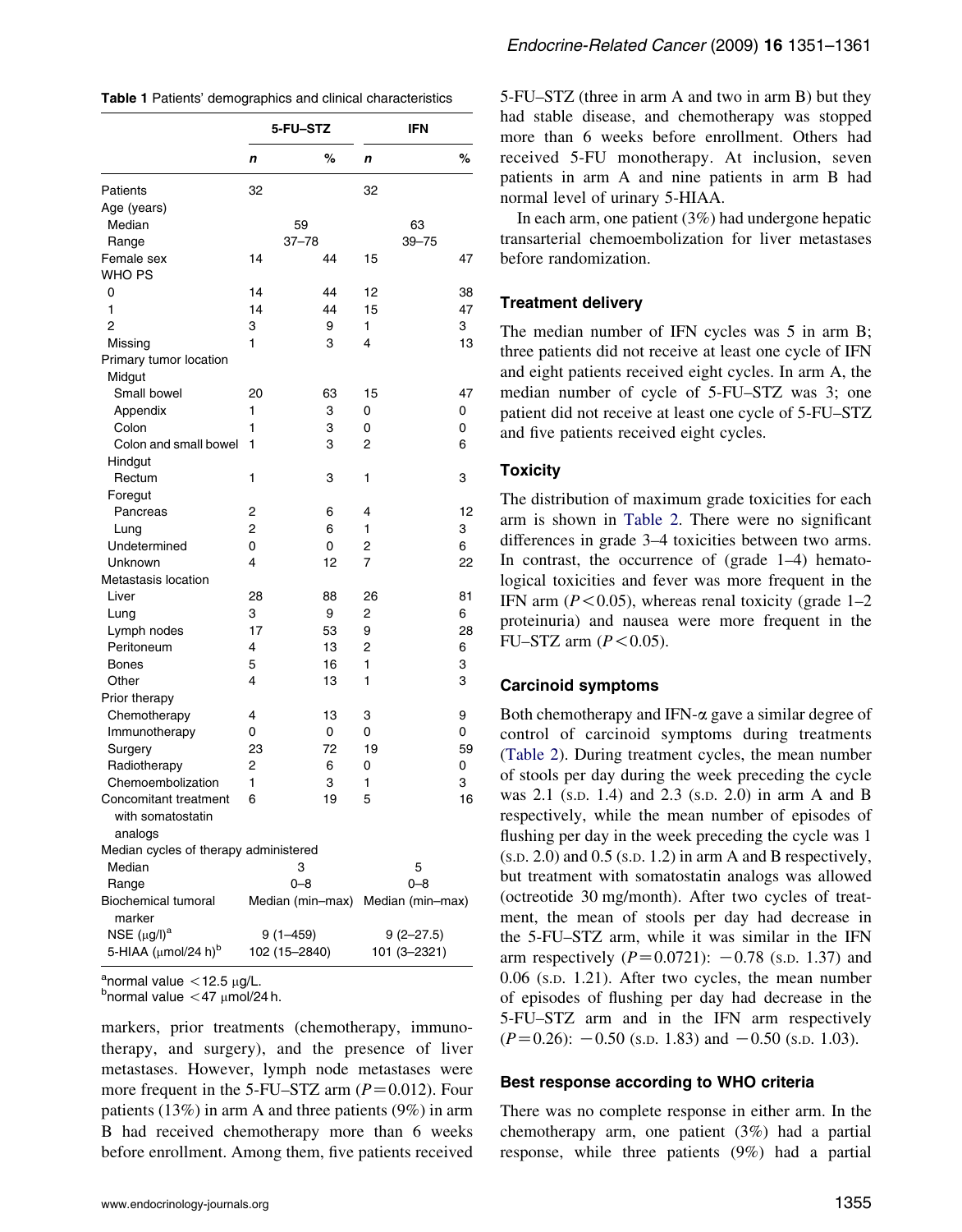**Table 1** Patients' demographics and clinical characteristics

| | 5-FU–STZ | | IFN | |
|---|---|---|---|---|
| | *n* | % | *n* | % |
| Patients | 32 | | 32 | |
| Age (years) | | | | |
| Median | 59 | | 63 | |
| Range | 37–78 | | 39–75 | |
| Female sex | 14 | 44 | 15 | 47 |
| WHO PS | | | | |
| 0 | 14 | 44 | 12 | 38 |
| 1 | 14 | 44 | 15 | 47 |
| 2 | 3 | 9 | 1 | 3 |
| Missing | 1 | 3 | 4 | 13 |
| Primary tumor location | | | | |
| Midgut | | | | |
| Small bowel | 20 | 63 | 15 | 47 |
| Appendix | 1 | 3 | 0 | 0 |
| Colon | 1 | 3 | 0 | 0 |
| Colon and small bowel | 1 | 3 | 2 | 6 |
| Hindgut | | | | |
| Rectum | 1 | 3 | 1 | 3 |
| Foregut | | | | |
| Pancreas | 2 | 6 | 4 | 12 |
| Lung | 2 | 6 | 1 | 3 |
| Undetermined | 0 | 0 | 2 | 6 |
| Unknown | 4 | 12 | 7 | 22 |
| Metastasis location | | | | |
| Liver | 28 | 88 | 26 | 81 |
| Lung | 3 | 9 | 2 | 6 |
| Lymph nodes | 17 | 53 | 9 | 28 |
| Peritoneum | 4 | 13 | 2 | 6 |
| Bones | 5 | 16 | 1 | 3 |
| Other | 4 | 13 | 1 | 3 |
| Prior therapy | | | | |
| Chemotherapy | 4 | 13 | 3 | 9 |
| Immunotherapy | 0 | 0 | 0 | 0 |
| Surgery | 23 | 72 | 19 | 59 |
| Radiotherapy | 2 | 6 | 0 | 0 |
| Chemoembolization | 1 | 3 | 1 | 3 |
| Concomitant treatment with somatostatin analogs | 6 | 19 | 5 | 16 |
| Median cycles of therapy administered | | | | |
| Median | 3 | | 5 | |
| Range | 0–8 | | 0–8 | |
| Biochemical tumoral marker | Median (min–max) | | Median (min–max) | |
| NSE (μg/l)[a] | 9 (1–459) | | 9 (2–27.5) | |
| 5-HIAA (μmol/24 h)[b] | 102 (15–2840) | | 101 (3–2321) | |

[a]normal value <12.5 μg/L.
[b]normal value <47 μmol/24 h.

markers, prior treatments (chemotherapy, immunotherapy, and surgery), and the presence of liver metastases. However, lymph node metastases were more frequent in the 5-FU–STZ arm ($P=0.012$). Four patients (13%) in arm A and three patients (9%) in arm B had received chemotherapy more than 6 weeks before enrollment. Among them, five patients received 5-FU–STZ (three in arm A and two in arm B) but they had stable disease, and chemotherapy was stopped more than 6 weeks before enrollment. Others had received 5-FU monotherapy. At inclusion, seven patients in arm A and nine patients in arm B had normal level of urinary 5-HIAA.

In each arm, one patient (3%) had undergone hepatic transarterial chemoembolization for liver metastases before randomization.

### Treatment delivery

The median number of IFN cycles was 5 in arm B; three patients did not receive at least one cycle of IFN and eight patients received eight cycles. In arm A, the median number of cycle of 5-FU–STZ was 3; one patient did not receive at least one cycle of 5-FU–STZ and five patients received eight cycles.

### Toxicity

The distribution of maximum grade toxicities for each arm is shown in Table 2. There were no significant differences in grade 3–4 toxicities between two arms. In contrast, the occurrence of (grade 1–4) hematological toxicities and fever was more frequent in the IFN arm ($P<0.05$), whereas renal toxicity (grade 1–2 proteinuria) and nausea were more frequent in the FU–STZ arm ($P<0.05$).

### Carcinoid symptoms

Both chemotherapy and IFN-α gave a similar degree of control of carcinoid symptoms during treatments (Table 2). During treatment cycles, the mean number of stools per day during the week preceding the cycle was 2.1 (S.D. 1.4) and 2.3 (S.D. 2.0) in arm A and B respectively, while the mean number of episodes of flushing per day in the week preceding the cycle was 1 (S.D. 2.0) and 0.5 (S.D. 1.2) in arm A and B respectively, but treatment with somatostatin analogs was allowed (octreotide 30 mg/month). After two cycles of treatment, the mean of stools per day had decrease in the 5-FU–STZ arm, while it was similar in the IFN arm respectively ($P=0.0721$): −0.78 (S.D. 1.37) and 0.06 (S.D. 1.21). After two cycles, the mean number of episodes of flushing per day had decrease in the 5-FU–STZ arm and in the IFN arm respectively ($P=0.26$): −0.50 (S.D. 1.83) and −0.50 (S.D. 1.03).

### Best response according to WHO criteria

There was no complete response in either arm. In the chemotherapy arm, one patient (3%) had a partial response, while three patients (9%) had a partial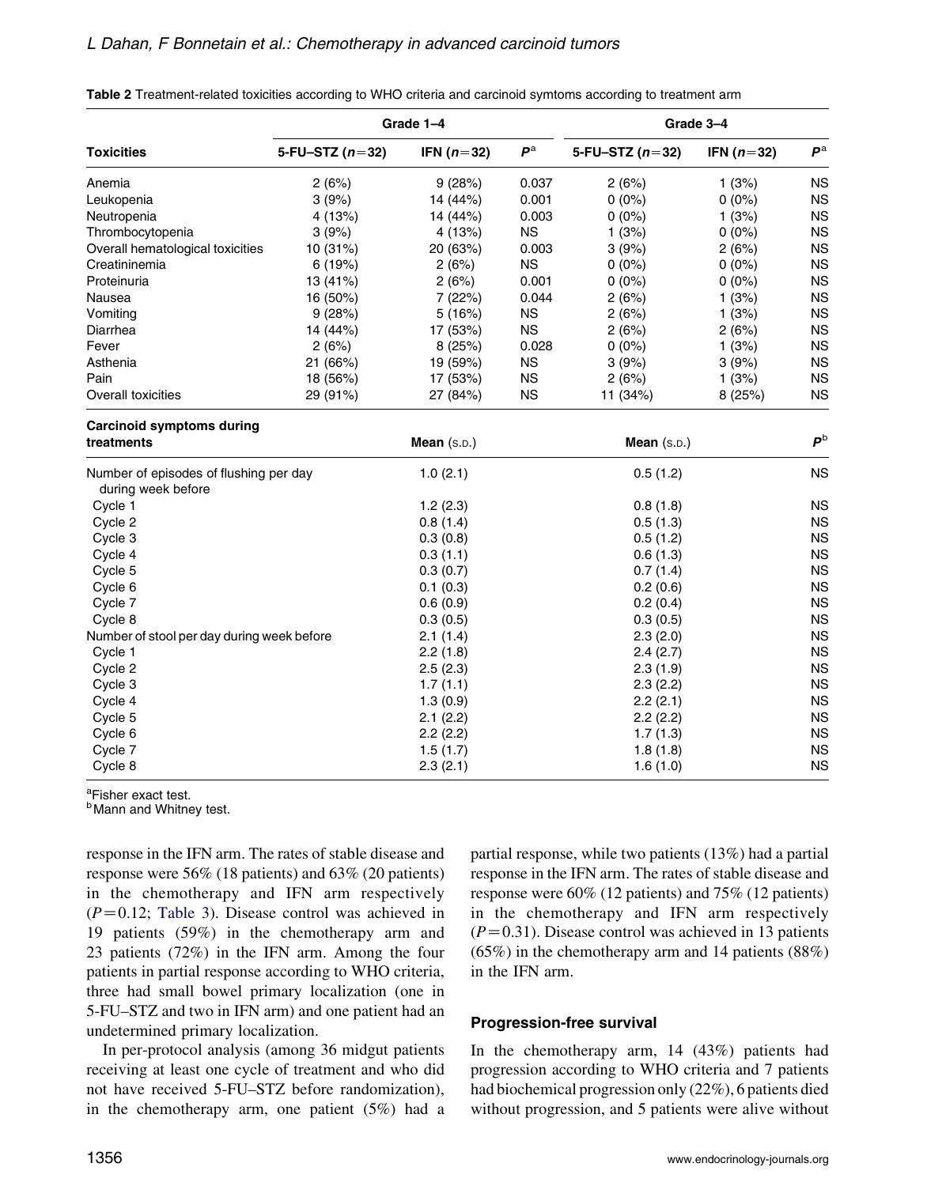Table 2 Treatment-related toxicities according to WHO criteria and carcinoid symtoms according to treatment arm

| Toxicities | Grade 1–4 | | | Grade 3–4 | | |
|---|---|---|---|---|---|---|
| | 5-FU–STZ ($n$=32) | IFN ($n$=32) | $P$[a] | 5-FU–STZ ($n$=32) | IFN ($n$=32) | $P$[a] |
| Anemia | 2 (6%) | 9 (28%) | 0.037 | 2 (6%) | 1 (3%) | NS |
| Leukopenia | 3 (9%) | 14 (44%) | 0.001 | 0 (0%) | 0 (0%) | NS |
| Neutropenia | 4 (13%) | 14 (44%) | 0.003 | 0 (0%) | 1 (3%) | NS |
| Thrombocytopenia | 3 (9%) | 4 (13%) | NS | 1 (3%) | 0 (0%) | NS |
| Overall hematological toxicities | 10 (31%) | 20 (63%) | 0.003 | 3 (9%) | 2 (6%) | NS |
| Creatininemia | 6 (19%) | 2 (6%) | NS | 0 (0%) | 0 (0%) | NS |
| Proteinuria | 13 (41%) | 2 (6%) | 0.001 | 0 (0%) | 0 (0%) | NS |
| Nausea | 16 (50%) | 7 (22%) | 0.044 | 2 (6%) | 1 (3%) | NS |
| Vomiting | 9 (28%) | 5 (16%) | NS | 2 (6%) | 1 (3%) | NS |
| Diarrhea | 14 (44%) | 17 (53%) | NS | 2 (6%) | 2 (6%) | NS |
| Fever | 2 (6%) | 8 (25%) | 0.028 | 0 (0%) | 1 (3%) | NS |
| Asthenia | 21 (66%) | 19 (59%) | NS | 3 (9%) | 3 (9%) | NS |
| Pain | 18 (56%) | 17 (53%) | NS | 2 (6%) | 1 (3%) | NS |
| Overall toxicities | 29 (91%) | 27 (84%) | NS | 11 (34%) | 8 (25%) | NS |
| **Carcinoid symptoms during treatments** | **Mean** (S.D.) | | | **Mean** (S.D.) | | $P$[b] |
| Number of episodes of flushing per day during week before | 1.0 (2.1) | | | 0.5 (1.2) | | NS |
| Cycle 1 | 1.2 (2.3) | | | 0.8 (1.8) | | NS |
| Cycle 2 | 0.8 (1.4) | | | 0.5 (1.3) | | NS |
| Cycle 3 | 0.3 (0.8) | | | 0.5 (1.2) | | NS |
| Cycle 4 | 0.3 (1.1) | | | 0.6 (1.3) | | NS |
| Cycle 5 | 0.3 (0.7) | | | 0.7 (1.4) | | NS |
| Cycle 6 | 0.1 (0.3) | | | 0.2 (0.6) | | NS |
| Cycle 7 | 0.6 (0.9) | | | 0.2 (0.4) | | NS |
| Cycle 8 | 0.3 (0.5) | | | 0.3 (0.5) | | NS |
| Number of stool per day during week before | 2.1 (1.4) | | | 2.3 (2.0) | | NS |
| Cycle 1 | 2.2 (1.8) | | | 2.4 (2.7) | | NS |
| Cycle 2 | 2.5 (2.3) | | | 2.3 (1.9) | | NS |
| Cycle 3 | 1.7 (1.1) | | | 2.3 (2.2) | | NS |
| Cycle 4 | 1.3 (0.9) | | | 2.2 (2.1) | | NS |
| Cycle 5 | 2.1 (2.2) | | | 2.2 (2.2) | | NS |
| Cycle 6 | 2.2 (2.2) | | | 1.7 (1.3) | | NS |
| Cycle 7 | 1.5 (1.7) | | | 1.8 (1.8) | | NS |
| Cycle 8 | 2.3 (2.1) | | | 1.6 (1.0) | | NS |

[a]Fisher exact test.
[b]Mann and Whitney test.

response in the IFN arm. The rates of stable disease and response were 56% (18 patients) and 63% (20 patients) in the chemotherapy and IFN arm respectively ($P$=0.12; Table 3). Disease control was achieved in 19 patients (59%) in the chemotherapy arm and 23 patients (72%) in the IFN arm. Among the four patients in partial response according to WHO criteria, three had small bowel primary localization (one in 5-FU–STZ and two in IFN arm) and one patient had an undetermined primary localization.

In per-protocol analysis (among 36 midgut patients receiving at least one cycle of treatment and who did not have received 5-FU–STZ before randomization), in the chemotherapy arm, one patient (5%) had a partial response, while two patients (13%) had a partial response in the IFN arm. The rates of stable disease and response were 60% (12 patients) and 75% (12 patients) in the chemotherapy and IFN arm respectively ($P$=0.31). Disease control was achieved in 13 patients (65%) in the chemotherapy arm and 14 patients (88%) in the IFN arm.

### Progression-free survival

In the chemotherapy arm, 14 (43%) patients had progression according to WHO criteria and 7 patients had biochemical progression only (22%), 6 patients died without progression, and 5 patients were alive without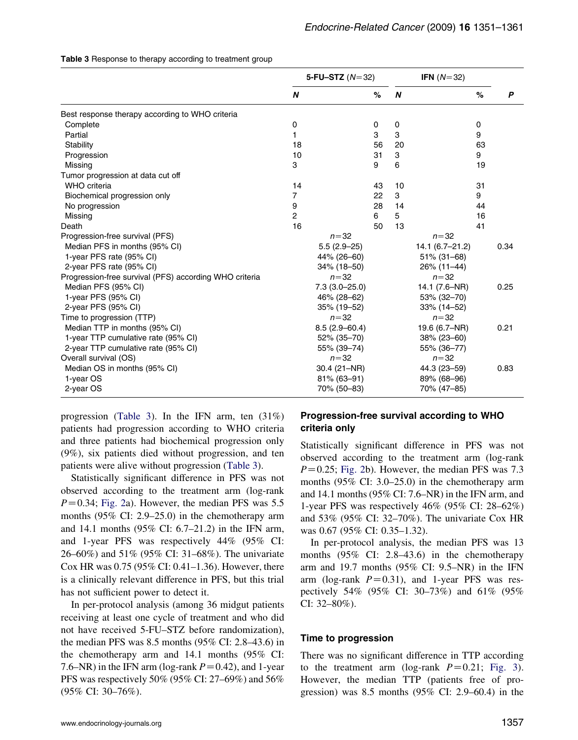**Table 3** Response to therapy according to treatment group

| | 5-FU–STZ (N=32) | | IFN (N=32) | | |
|---|---|---|---|---|---|
| | N | % | N | % | P |
| Best response therapy according to WHO criteria | | | | | |
| Complete | 0 | 0 | 0 | 0 | |
| Partial | 1 | 3 | 3 | 9 | |
| Stability | 18 | 56 | 20 | 63 | |
| Progression | 10 | 31 | 3 | 9 | |
| Missing | 3 | 9 | 6 | 19 | |
| Tumor progression at data cut off | | | | | |
| WHO criteria | 14 | 43 | 10 | 31 | |
| Biochemical progression only | 7 | 22 | 3 | 9 | |
| No progression | 9 | 28 | 14 | 44 | |
| Missing | 2 | 6 | 5 | 16 | |
| Death | 16 | 50 | 13 | 41 | |
| Progression-free survival (PFS) | n=32 | | n=32 | | |
| Median PFS in months (95% CI) | 5.5 (2.9–25) | | 14.1 (6.7–21.2) | | 0.34 |
| 1-year PFS rate (95% CI) | 44% (26–60) | | 51% (31–68) | | |
| 2-year PFS rate (95% CI) | 34% (18–50) | | 26% (11–44) | | |
| Progression-free survival (PFS) according WHO criteria | n=32 | | n=32 | | |
| Median PFS (95% CI) | 7.3 (3.0–25.0) | | 14.1 (7.6–NR) | | 0.25 |
| 1-year PFS (95% CI) | 46% (28–62) | | 53% (32–70) | | |
| 2-year PFS (95% CI) | 35% (19–52) | | 33% (14–52) | | |
| Time to progression (TTP) | n=32 | | n=32 | | |
| Median TTP in months (95% CI) | 8.5 (2.9–60.4) | | 19.6 (6.7–NR) | | 0.21 |
| 1-year TTP cumulative rate (95% CI) | 52% (35–70) | | 38% (23–60) | | |
| 2-year TTP cumulative rate (95% CI) | 55% (39–74) | | 55% (36–77) | | |
| Overall survival (OS) | n=32 | | n=32 | | |
| Median OS in months (95% CI) | 30.4 (21–NR) | | 44.3 (23–59) | | 0.83 |
| 1-year OS | 81% (63–91) | | 89% (68–96) | | |
| 2-year OS | 70% (50–83) | | 70% (47–85) | | |

progression (Table 3). In the IFN arm, ten (31%) patients had progression according to WHO criteria and three patients had biochemical progression only (9%), six patients died without progression, and ten patients were alive without progression (Table 3).

Statistically significant difference in PFS was not observed according to the treatment arm (log-rank $P=0.34$; Fig. 2a). However, the median PFS was 5.5 months (95% CI: 2.9–25.0) in the chemotherapy arm and 14.1 months (95% CI: 6.7–21.2) in the IFN arm, and 1-year PFS was respectively 44% (95% CI: 26–60%) and 51% (95% CI: 31–68%). The univariate Cox HR was 0.75 (95% CI: 0.41–1.36). However, there is a clinically relevant difference in PFS, but this trial has not sufficient power to detect it.

In per-protocol analysis (among 36 midgut patients receiving at least one cycle of treatment and who did not have received 5-FU–STZ before randomization), the median PFS was 8.5 months (95% CI: 2.8–43.6) in the chemotherapy arm and 14.1 months (95% CI: 7.6–NR) in the IFN arm (log-rank $P=0.42$), and 1-year PFS was respectively 50% (95% CI: 27–69%) and 56% (95% CI: 30–76%).

### Progression-free survival according to WHO criteria only

Statistically significant difference in PFS was not observed according to the treatment arm (log-rank $P=0.25$; Fig. 2b). However, the median PFS was 7.3 months (95% CI: 3.0–25.0) in the chemotherapy arm and 14.1 months (95% CI: 7.6–NR) in the IFN arm, and 1-year PFS was respectively 46% (95% CI: 28–62%) and 53% (95% CI: 32–70%). The univariate Cox HR was 0.67 (95% CI: 0.35–1.32).

In per-protocol analysis, the median PFS was 13 months (95% CI: 2.8–43.6) in the chemotherapy arm and 19.7 months (95% CI: 9.5–NR) in the IFN arm (log-rank $P=0.31$), and 1-year PFS was respectively 54% (95% CI: 30–73%) and 61% (95% CI: 32–80%).

### Time to progression

There was no significant difference in TTP according to the treatment arm (log-rank $P=0.21$; Fig. 3). However, the median TTP (patients free of progression) was 8.5 months (95% CI: 2.9–60.4) in the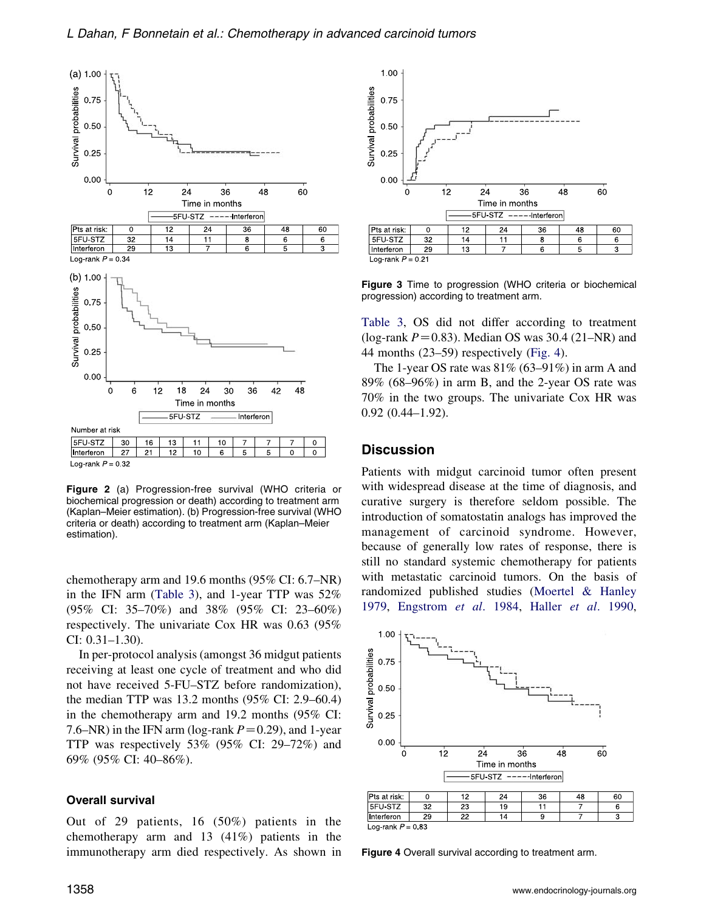| Pts at risk: | 0 | 12 | 24 | 36 | 48 | 60 |
|---|---|---|---|---|---|---|
| 5FU-STZ | 32 | 14 | 11 | 8 | 6 | 6 |
| Interferon | 29 | 13 | 7 | 6 | 5 | 3 |

Log-rank $P = 0.34$

Number at risk

| 5FU-STZ | 30 | 16 | 13 | 11 | 10 | 7 | 7 | 7 | 0 |
|---|---|---|---|---|---|---|---|---|---|
| Interferon | 27 | 21 | 12 | 10 | 6 | 5 | 5 | 0 | 0 |

Log-rank $P = 0.32$

**Figure 2** (a) Progression-free survival (WHO criteria or biochemical progression or death) according to treatment arm (Kaplan–Meier estimation). (b) Progression-free survival (WHO criteria or death) according to treatment arm (Kaplan–Meier estimation).

chemotherapy arm and 19.6 months (95% CI: 6.7–NR) in the IFN arm (Table 3), and 1-year TTP was 52% (95% CI: 35–70%) and 38% (95% CI: 23–60%) respectively. The univariate Cox HR was 0.63 (95% CI: 0.31–1.30).

In per-protocol analysis (amongst 36 midgut patients receiving at least one cycle of treatment and who did not have received 5-FU–STZ before randomization), the median TTP was 13.2 months (95% CI: 2.9–60.4) in the chemotherapy arm and 19.2 months (95% CI: 7.6–NR) in the IFN arm (log-rank $P = 0.29$), and 1-year TTP was respectively 53% (95% CI: 29–72%) and 69% (95% CI: 40–86%).

### Overall survival

Out of 29 patients, 16 (50%) patients in the chemotherapy arm and 13 (41%) patients in the immunotherapy arm died respectively. As shown in

| Pts at risk: | 0 | 12 | 24 | 36 | 48 | 60 |
|---|---|---|---|---|---|---|
| 5FU-STZ | 32 | 14 | 11 | 8 | 6 | 6 |
| Interferon | 29 | 13 | 7 | 6 | 5 | 3 |

Log-rank $P = 0.21$

**Figure 3** Time to progression (WHO criteria or biochemical progression) according to treatment arm.

Table 3, OS did not differ according to treatment (log-rank $P = 0.83$). Median OS was 30.4 (21–NR) and 44 months (23–59) respectively (Fig. 4).

The 1-year OS rate was 81% (63–91%) in arm A and 89% (68–96%) in arm B, and the 2-year OS rate was 70% in the two groups. The univariate Cox HR was 0.92 (0.44–1.92).

## Discussion

Patients with midgut carcinoid tumor often present with widespread disease at the time of diagnosis, and curative surgery is therefore seldom possible. The introduction of somatostatin analogs has improved the management of carcinoid syndrome. However, because of generally low rates of response, there is still no standard systemic chemotherapy for patients with metastatic carcinoid tumors. On the basis of randomized published studies (Moertel & Hanley 1979, Engstrom *et al*. 1984, Haller *et al*. 1990,

| Pts at risk: | 0 | 12 | 24 | 36 | 48 | 60 |
|---|---|---|---|---|---|---|
| 5FU-STZ | 32 | 23 | 19 | 11 | 7 | 6 |
| Interferon | 29 | 22 | 14 | 9 | 7 | 3 |

Log-rank $P = 0.83$

**Figure 4** Overall survival according to treatment arm.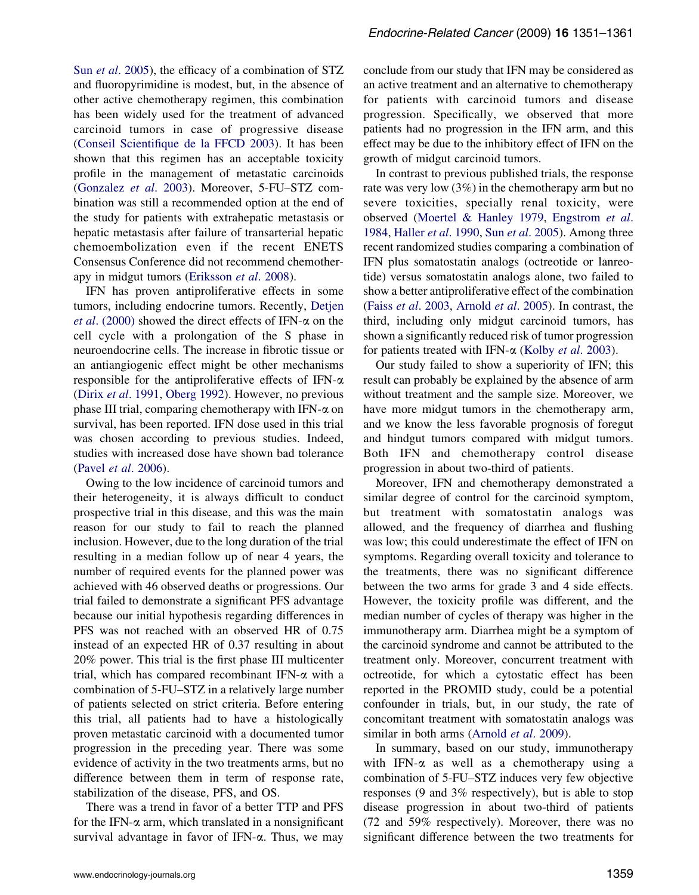Sun *et al*. 2005), the efficacy of a combination of STZ and fluoropyrimidine is modest, but, in the absence of other active chemotherapy regimen, this combination has been widely used for the treatment of advanced carcinoid tumors in case of progressive disease (Conseil Scientifique de la FFCD 2003). It has been shown that this regimen has an acceptable toxicity profile in the management of metastatic carcinoids (Gonzalez *et al*. 2003). Moreover, 5-FU–STZ combination was still a recommended option at the end of the study for patients with extrahepatic metastasis or hepatic metastasis after failure of transarterial hepatic chemoembolization even if the recent ENETS Consensus Conference did not recommend chemotherapy in midgut tumors (Eriksson *et al*. 2008).

IFN has proven antiproliferative effects in some tumors, including endocrine tumors. Recently, Detjen *et al*. (2000) showed the direct effects of IFN-α on the cell cycle with a prolongation of the S phase in neuroendocrine cells. The increase in fibrotic tissue or an antiangiogenic effect might be other mechanisms responsible for the antiproliferative effects of IFN-α (Dirix *et al*. 1991, Oberg 1992). However, no previous phase III trial, comparing chemotherapy with IFN-α on survival, has been reported. IFN dose used in this trial was chosen according to previous studies. Indeed, studies with increased dose have shown bad tolerance (Pavel *et al*. 2006).

Owing to the low incidence of carcinoid tumors and their heterogeneity, it is always difficult to conduct prospective trial in this disease, and this was the main reason for our study to fail to reach the planned inclusion. However, due to the long duration of the trial resulting in a median follow up of near 4 years, the number of required events for the planned power was achieved with 46 observed deaths or progressions. Our trial failed to demonstrate a significant PFS advantage because our initial hypothesis regarding differences in PFS was not reached with an observed HR of 0.75 instead of an expected HR of 0.37 resulting in about 20% power. This trial is the first phase III multicenter trial, which has compared recombinant IFN-α with a combination of 5-FU–STZ in a relatively large number of patients selected on strict criteria. Before entering this trial, all patients had to have a histologically proven metastatic carcinoid with a documented tumor progression in the preceding year. There was some evidence of activity in the two treatments arms, but no difference between them in term of response rate, stabilization of the disease, PFS, and OS.

There was a trend in favor of a better TTP and PFS for the IFN-α arm, which translated in a nonsignificant survival advantage in favor of IFN-α. Thus, we may conclude from our study that IFN may be considered as an active treatment and an alternative to chemotherapy for patients with carcinoid tumors and disease progression. Specifically, we observed that more patients had no progression in the IFN arm, and this effect may be due to the inhibitory effect of IFN on the growth of midgut carcinoid tumors.

In contrast to previous published trials, the response rate was very low (3%) in the chemotherapy arm but no severe toxicities, specially renal toxicity, were observed (Moertel & Hanley 1979, Engstrom *et al*. 1984, Haller *et al*. 1990, Sun *et al*. 2005). Among three recent randomized studies comparing a combination of IFN plus somatostatin analogs (octreotide or lanreotide) versus somatostatin analogs alone, two failed to show a better antiproliferative effect of the combination (Faiss *et al*. 2003, Arnold *et al*. 2005). In contrast, the third, including only midgut carcinoid tumors, has shown a significantly reduced risk of tumor progression for patients treated with IFN-α (Kolby *et al*. 2003).

Our study failed to show a superiority of IFN; this result can probably be explained by the absence of arm without treatment and the sample size. Moreover, we have more midgut tumors in the chemotherapy arm, and we know the less favorable prognosis of foregut and hindgut tumors compared with midgut tumors. Both IFN and chemotherapy control disease progression in about two-third of patients.

Moreover, IFN and chemotherapy demonstrated a similar degree of control for the carcinoid symptom, but treatment with somatostatin analogs was allowed, and the frequency of diarrhea and flushing was low; this could underestimate the effect of IFN on symptoms. Regarding overall toxicity and tolerance to the treatments, there was no significant difference between the two arms for grade 3 and 4 side effects. However, the toxicity profile was different, and the median number of cycles of therapy was higher in the immunotherapy arm. Diarrhea might be a symptom of the carcinoid syndrome and cannot be attributed to the treatment only. Moreover, concurrent treatment with octreotide, for which a cytostatic effect has been reported in the PROMID study, could be a potential confounder in trials, but, in our study, the rate of concomitant treatment with somatostatin analogs was similar in both arms (Arnold *et al*. 2009).

In summary, based on our study, immunotherapy with IFN-α as well as a chemotherapy using a combination of 5-FU–STZ induces very few objective responses (9 and 3% respectively), but is able to stop disease progression in about two-third of patients (72 and 59% respectively). Moreover, there was no significant difference between the two treatments for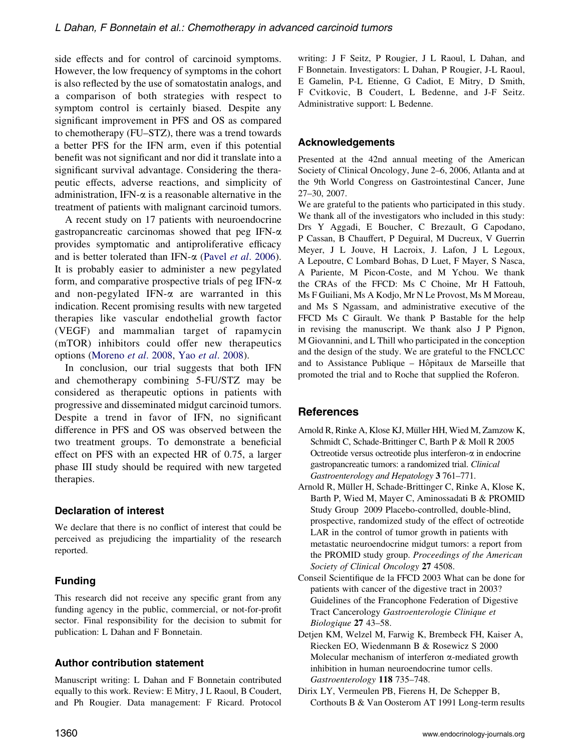side effects and for control of carcinoid symptoms. However, the low frequency of symptoms in the cohort is also reflected by the use of somatostatin analogs, and a comparison of both strategies with respect to symptom control is certainly biased. Despite any significant improvement in PFS and OS as compared to chemotherapy (FU–STZ), there was a trend towards a better PFS for the IFN arm, even if this potential benefit was not significant and nor did it translate into a significant survival advantage. Considering the therapeutic effects, adverse reactions, and simplicity of administration, IFN-α is a reasonable alternative in the treatment of patients with malignant carcinoid tumors.

A recent study on 17 patients with neuroendocrine gastropancreatic carcinomas showed that peg IFN-α provides symptomatic and antiproliferative efficacy and is better tolerated than IFN-α (Pavel *et al*. 2006). It is probably easier to administer a new pegylated form, and comparative prospective trials of peg IFN-α and non-pegylated IFN-α are warranted in this indication. Recent promising results with new targeted therapies like vascular endothelial growth factor (VEGF) and mammalian target of rapamycin (mTOR) inhibitors could offer new therapeutics options (Moreno *et al*. 2008, Yao *et al*. 2008).

In conclusion, our trial suggests that both IFN and chemotherapy combining 5-FU/STZ may be considered as therapeutic options in patients with progressive and disseminated midgut carcinoid tumors. Despite a trend in favor of IFN, no significant difference in PFS and OS was observed between the two treatment groups. To demonstrate a beneficial effect on PFS with an expected HR of 0.75, a larger phase III study should be required with new targeted therapies.

## Declaration of interest

We declare that there is no conflict of interest that could be perceived as prejudicing the impartiality of the research reported.

## Funding

This research did not receive any specific grant from any funding agency in the public, commercial, or not-for-profit sector. Final responsibility for the decision to submit for publication: L Dahan and F Bonnetain.

## Author contribution statement

Manuscript writing: L Dahan and F Bonnetain contributed equally to this work. Review: E Mitry, J L Raoul, B Coudert, and Ph Rougier. Data management: F Ricard. Protocol writing: J F Seitz, P Rougier, J L Raoul, L Dahan, and F Bonnetain. Investigators: L Dahan, P Rougier, J-L Raoul, E Gamelin, P-L Etienne, G Cadiot, E Mitry, D Smith, F Cvitkovic, B Coudert, L Bedenne, and J-F Seitz. Administrative support: L Bedenne.

## Acknowledgements

Presented at the 42nd annual meeting of the American Society of Clinical Oncology, June 2–6, 2006, Atlanta and at the 9th World Congress on Gastrointestinal Cancer, June 27–30, 2007.

We are grateful to the patients who participated in this study. We thank all of the investigators who included in this study: Drs Y Aggadi, E Boucher, C Brezault, G Capodano, P Cassan, B Chauffert, P Deguiral, M Ducreux, V Guerrin Meyer, J L Jouve, H Lacroix, J. Lafon, J L Legoux, A Lepoutre, C Lombard Bohas, D Luet, F Mayer, S Nasca, A Pariente, M Picon-Coste, and M Ychou. We thank the CRAs of the FFCD: Ms C Choine, Mr H Fattouh, Ms F Guiliani, Ms A Kodjo, Mr N Le Provost, Ms M Moreau, and Ms S Ngassam, and administrative executive of the FFCD Ms C Girault. We thank P Bastable for the help in revising the manuscript. We thank also J P Pignon, M Giovannini, and L Thill who participated in the conception and the design of the study. We are grateful to the FNCLCC and to Assistance Publique – Hôpitaux de Marseille that promoted the trial and to Roche that supplied the Roferon.

## References

Arnold R, Rinke A, Klose KJ, Müller HH, Wied M, Zamzow K, Schmidt C, Schade-Brittinger C, Barth P & Moll R 2005 Octreotide versus octreotide plus interferon-α in endocrine gastropancreatic tumors: a randomized trial. *Clinical Gastroenterology and Hepatology* **3** 761–771.

Arnold R, Müller H, Schade-Brittinger C, Rinke A, Klose K, Barth P, Wied M, Mayer C, Aminossadati B & PROMID Study Group 2009 Placebo-controlled, double-blind, prospective, randomized study of the effect of octreotide LAR in the control of tumor growth in patients with metastatic neuroendocrine midgut tumors: a report from the PROMID study group. *Proceedings of the American Society of Clinical Oncology* **27** 4508.

Conseil Scientifique de la FFCD 2003 What can be done for patients with cancer of the digestive tract in 2003? Guidelines of the Francophone Federation of Digestive Tract Cancerology *Gastroenterologie Clinique et Biologique* **27** 43–58.

Detjen KM, Welzel M, Farwig K, Brembeck FH, Kaiser A, Riecken EO, Wiedenmann B & Rosewicz S 2000 Molecular mechanism of interferon α-mediated growth inhibition in human neuroendocrine tumor cells. *Gastroenterology* **118** 735–748.

Dirix LY, Vermeulen PB, Fierens H, De Schepper B, Corthouts B & Van Oosterom AT 1991 Long-term results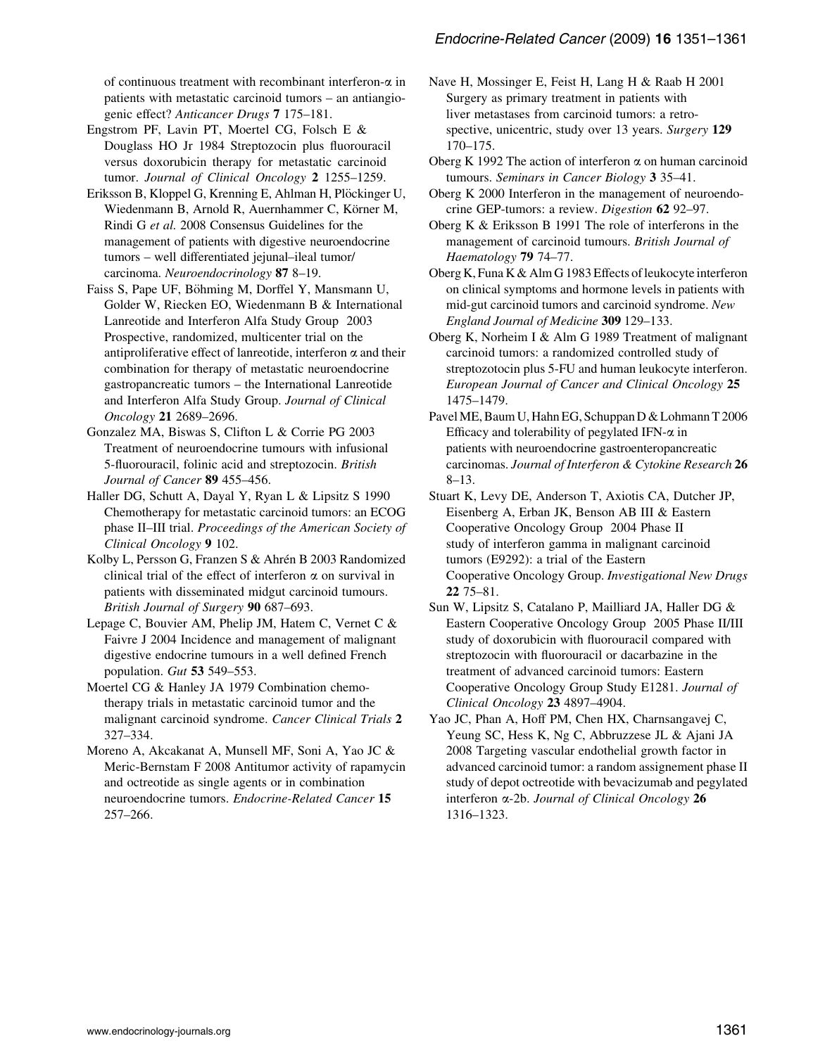of continuous treatment with recombinant interferon-α in patients with metastatic carcinoid tumors – an antiangiogenic effect? *Anticancer Drugs* **7** 175–181.

Engstrom PF, Lavin PT, Moertel CG, Folsch E & Douglass HO Jr 1984 Streptozocin plus fluorouracil versus doxorubicin therapy for metastatic carcinoid tumor. *Journal of Clinical Oncology* **2** 1255–1259.

Eriksson B, Kloppel G, Krenning E, Ahlman H, Plöckinger U, Wiedenmann B, Arnold R, Auernhammer C, Körner M, Rindi G *et al.* 2008 Consensus Guidelines for the management of patients with digestive neuroendocrine tumors – well differentiated jejunal–ileal tumor/carcinoma. *Neuroendocrinology* **87** 8–19.

Faiss S, Pape UF, Böhming M, Dorffel Y, Mansmann U, Golder W, Riecken EO, Wiedenmann B & International Lanreotide and Interferon Alfa Study Group 2003 Prospective, randomized, multicenter trial on the antiproliferative effect of lanreotide, interferon α and their combination for therapy of metastatic neuroendocrine gastropancreatic tumors – the International Lanreotide and Interferon Alfa Study Group. *Journal of Clinical Oncology* **21** 2689–2696.

Gonzalez MA, Biswas S, Clifton L & Corrie PG 2003 Treatment of neuroendocrine tumours with infusional 5-fluorouracil, folinic acid and streptozocin. *British Journal of Cancer* **89** 455–456.

Haller DG, Schutt A, Dayal Y, Ryan L & Lipsitz S 1990 Chemotherapy for metastatic carcinoid tumors: an ECOG phase II–III trial. *Proceedings of the American Society of Clinical Oncology* **9** 102.

Kolby L, Persson G, Franzen S & Ahrén B 2003 Randomized clinical trial of the effect of interferon α on survival in patients with disseminated midgut carcinoid tumours. *British Journal of Surgery* **90** 687–693.

Lepage C, Bouvier AM, Phelip JM, Hatem C, Vernet C & Faivre J 2004 Incidence and management of malignant digestive endocrine tumours in a well defined French population. *Gut* **53** 549–553.

Moertel CG & Hanley JA 1979 Combination chemotherapy trials in metastatic carcinoid tumor and the malignant carcinoid syndrome. *Cancer Clinical Trials* **2** 327–334.

Moreno A, Akcakanat A, Munsell MF, Soni A, Yao JC & Meric-Bernstam F 2008 Antitumor activity of rapamycin and octreotide as single agents or in combination neuroendocrine tumors. *Endocrine-Related Cancer* **15** 257–266.

Nave H, Mossinger E, Feist H, Lang H & Raab H 2001 Surgery as primary treatment in patients with liver metastases from carcinoid tumors: a retrospective, unicentric, study over 13 years. *Surgery* **129** 170–175.

Oberg K 1992 The action of interferon α on human carcinoid tumours. *Seminars in Cancer Biology* **3** 35–41.

Oberg K 2000 Interferon in the management of neuroendocrine GEP-tumors: a review. *Digestion* **62** 92–97.

Oberg K & Eriksson B 1991 The role of interferons in the management of carcinoid tumours. *British Journal of Haematology* **79** 74–77.

Oberg K, Funa K & Alm G 1983 Effects of leukocyte interferon on clinical symptoms and hormone levels in patients with mid-gut carcinoid tumors and carcinoid syndrome. *New England Journal of Medicine* **309** 129–133.

Oberg K, Norheim I & Alm G 1989 Treatment of malignant carcinoid tumors: a randomized controlled study of streptozotocin plus 5-FU and human leukocyte interferon. *European Journal of Cancer and Clinical Oncology* **25** 1475–1479.

Pavel ME, Baum U, Hahn EG, Schuppan D & Lohmann T 2006 Efficacy and tolerability of pegylated IFN-α in patients with neuroendocrine gastroenteropancreatic carcinomas. *Journal of Interferon & Cytokine Research* **26** 8–13.

Stuart K, Levy DE, Anderson T, Axiotis CA, Dutcher JP, Eisenberg A, Erban JK, Benson AB III & Eastern Cooperative Oncology Group 2004 Phase II study of interferon gamma in malignant carcinoid tumors (E9292): a trial of the Eastern Cooperative Oncology Group. *Investigational New Drugs* **22** 75–81.

Sun W, Lipsitz S, Catalano P, Mailliard JA, Haller DG & Eastern Cooperative Oncology Group 2005 Phase II/III study of doxorubicin with fluorouracil compared with streptozocin with fluorouracil or dacarbazine in the treatment of advanced carcinoid tumors: Eastern Cooperative Oncology Group Study E1281. *Journal of Clinical Oncology* **23** 4897–4904.

Yao JC, Phan A, Hoff PM, Chen HX, Charnsangavej C, Yeung SC, Hess K, Ng C, Abbruzzese JL & Ajani JA 2008 Targeting vascular endothelial growth factor in advanced carcinoid tumor: a random assignement phase II study of depot octreotide with bevacizumab and pegylated interferon α-2b. *Journal of Clinical Oncology* **26** 1316–1323.